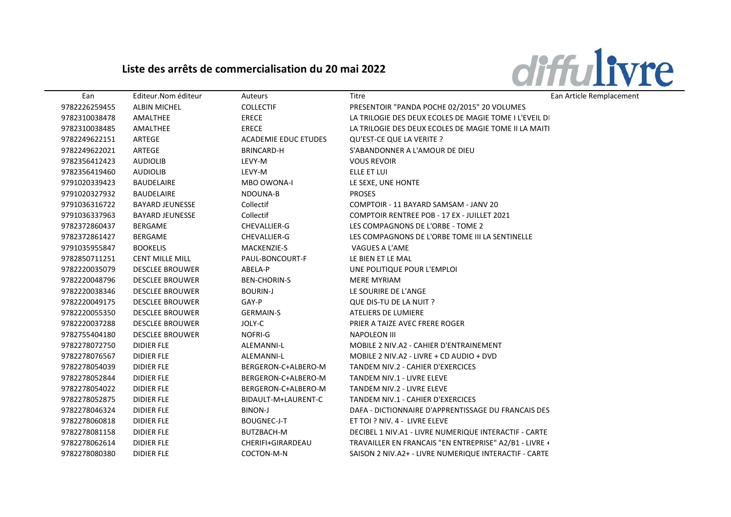## Liste des arrêts de commercialisation du 20 mai 2022

diffulivre

| Ean | Editeur.Nom éditeur | Auteurs | Titre | Ean Article Remplacement |
|---|---|---|---|---|
| 9782226259455 | ALBIN MICHEL | COLLECTIF | PRESENTOIR "PANDA POCHE 02/2015" 20 VOLUMES | |
| 9782310038478 | AMALTHEE | ERECE | LA TRILOGIE DES DEUX ECOLES DE MAGIE TOME I L'EVEIL DI | |
| 9782310038485 | AMALTHEE | ERECE | LA TRILOGIE DES DEUX ECOLES DE MAGIE TOME II LA MAITI | |
| 9782249622151 | ARTEGE | ACADEMIE EDUC ETUDES | QU'EST-CE QUE LA VERITE ? | |
| 9782249622021 | ARTEGE | BRINCARD-H | S'ABANDONNER A L'AMOUR DE DIEU | |
| 9782356412423 | AUDIOLIB | LEVY-M | VOUS REVOIR | |
| 9782356419460 | AUDIOLIB | LEVY-M | ELLE ET LUI | |
| 9791020339423 | BAUDELAIRE | MBO OWONA-I | LE SEXE, UNE HONTE | |
| 9791020327932 | BAUDELAIRE | NDOUNA-B | PROSES | |
| 9791036316722 | BAYARD JEUNESSE | Collectif | COMPTOIR - 11 BAYARD SAMSAM - JANV 20 | |
| 9791036337963 | BAYARD JEUNESSE | Collectif | COMPTOIR RENTREE POB - 17 EX - JUILLET 2021 | |
| 9782372860437 | BERGAME | CHEVALLIER-G | LES COMPAGNONS DE L'ORBE - TOME 2 | |
| 9782372861427 | BERGAME | CHEVALLIER-G | LES COMPAGNONS DE L'ORBE TOME III LA SENTINELLE | |
| 9791035955847 | BOOKELIS | MACKENZIE-S | VAGUES A L'AME | |
| 9782850711251 | CENT MILLE MILL | PAUL-BONCOURT-F | LE BIEN ET LE MAL | |
| 9782220035079 | DESCLEE BROUWER | ABELA-P | UNE POLITIQUE POUR L'EMPLOI | |
| 9782220048796 | DESCLEE BROUWER | BEN-CHORIN-S | MERE MYRIAM | |
| 9782220038346 | DESCLEE BROUWER | BOURIN-J | LE SOURIRE DE L'ANGE | |
| 9782220049175 | DESCLEE BROUWER | GAY-P | QUE DIS-TU DE LA NUIT ? | |
| 9782220055350 | DESCLEE BROUWER | GERMAIN-S | ATELIERS DE LUMIERE | |
| 9782220037288 | DESCLEE BROUWER | JOLY-C | PRIER A TAIZE AVEC FRERE ROGER | |
| 9782755404180 | DESCLEE BROUWER | NOFRI-G | NAPOLEON III | |
| 9782278072750 | DIDIER FLE | ALEMANNI-L | MOBILE 2 NIV.A2 - CAHIER D'ENTRAINEMENT | |
| 9782278076567 | DIDIER FLE | ALEMANNI-L | MOBILE 2 NIV.A2 - LIVRE + CD AUDIO + DVD | |
| 9782278054039 | DIDIER FLE | BERGERON-C+ALBERO-M | TANDEM NIV.2 - CAHIER D'EXERCICES | |
| 9782278052844 | DIDIER FLE | BERGERON-C+ALBERO-M | TANDEM NIV.1 - LIVRE ELEVE | |
| 9782278054022 | DIDIER FLE | BERGERON-C+ALBERO-M | TANDEM NIV.2 - LIVRE ELEVE | |
| 9782278052875 | DIDIER FLE | BIDAULT-M+LAURENT-C | TANDEM NIV.1 - CAHIER D'EXERCICES | |
| 9782278046324 | DIDIER FLE | BINON-J | DAFA - DICTIONNAIRE D'APPRENTISSAGE DU FRANCAIS DES | |
| 9782278060818 | DIDIER FLE | BOUGNEC-J-T | ET TOI ? NIV. 4 - LIVRE ELEVE | |
| 9782278081158 | DIDIER FLE | BUTZBACH-M | DECIBEL 1 NIV.A1 - LIVRE NUMERIQUE INTERACTIF - CARTE | |
| 9782278062614 | DIDIER FLE | CHERIFI+GIRARDEAU | TRAVAILLER EN FRANCAIS "EN ENTREPRISE" A2/B1 - LIVRE + | |
| 9782278080380 | DIDIER FLE | COCTON-M-N | SAISON 2 NIV.A2+ - LIVRE NUMERIQUE INTERACTIF - CARTE | |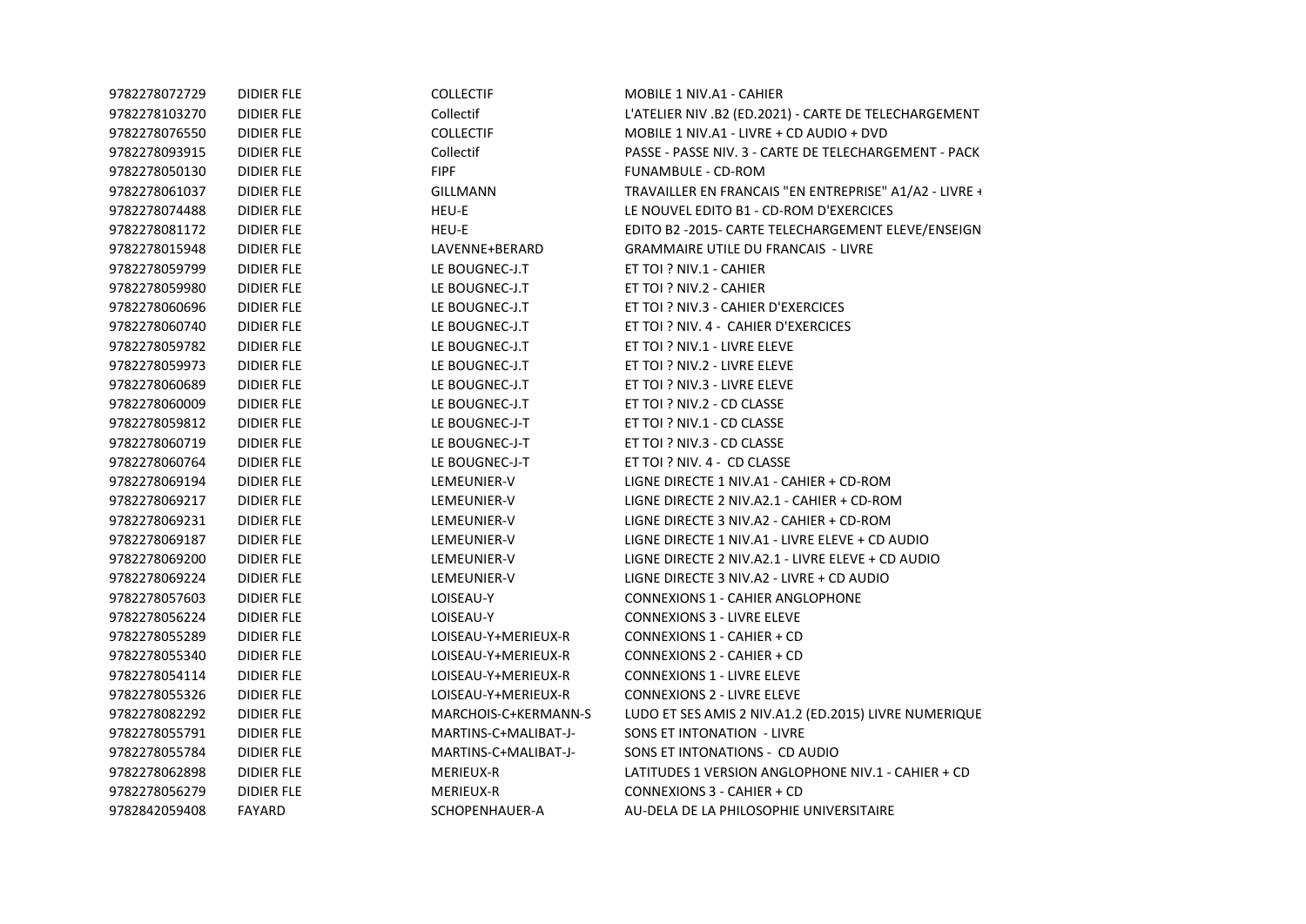| | | | |
|---|---|---|---|
| 9782278072729 | DIDIER FLE | COLLECTIF | MOBILE 1 NIV.A1 - CAHIER |
| 9782278103270 | DIDIER FLE | Collectif | L'ATELIER NIV .B2 (ED.2021) - CARTE DE TELECHARGEMENT |
| 9782278076550 | DIDIER FLE | COLLECTIF | MOBILE 1 NIV.A1 - LIVRE + CD AUDIO + DVD |
| 9782278093915 | DIDIER FLE | Collectif | PASSE - PASSE NIV. 3 - CARTE DE TELECHARGEMENT - PACK |
| 9782278050130 | DIDIER FLE | FIPF | FUNAMBULE - CD-ROM |
| 9782278061037 | DIDIER FLE | GILLMANN | TRAVAILLER EN FRANCAIS "EN ENTREPRISE" A1/A2 - LIVRE + |
| 9782278074488 | DIDIER FLE | HEU-E | LE NOUVEL EDITO B1 - CD-ROM D'EXERCICES |
| 9782278081172 | DIDIER FLE | HEU-E | EDITO B2 -2015- CARTE TELECHARGEMENT ELEVE/ENSEIGN |
| 9782278015948 | DIDIER FLE | LAVENNE+BERARD | GRAMMAIRE UTILE DU FRANCAIS - LIVRE |
| 9782278059799 | DIDIER FLE | LE BOUGNEC-J.T | ET TOI ? NIV.1 - CAHIER |
| 9782278059980 | DIDIER FLE | LE BOUGNEC-J.T | ET TOI ? NIV.2 - CAHIER |
| 9782278060696 | DIDIER FLE | LE BOUGNEC-J.T | ET TOI ? NIV.3 - CAHIER D'EXERCICES |
| 9782278060740 | DIDIER FLE | LE BOUGNEC-J.T | ET TOI ? NIV. 4 - CAHIER D'EXERCICES |
| 9782278059782 | DIDIER FLE | LE BOUGNEC-J.T | ET TOI ? NIV.1 - LIVRE ELEVE |
| 9782278059973 | DIDIER FLE | LE BOUGNEC-J.T | ET TOI ? NIV.2 - LIVRE ELEVE |
| 9782278060689 | DIDIER FLE | LE BOUGNEC-J.T | ET TOI ? NIV.3 - LIVRE ELEVE |
| 9782278060009 | DIDIER FLE | LE BOUGNEC-J.T | ET TOI ? NIV.2 - CD CLASSE |
| 9782278059812 | DIDIER FLE | LE BOUGNEC-J-T | ET TOI ? NIV.1 - CD CLASSE |
| 9782278060719 | DIDIER FLE | LE BOUGNEC-J-T | ET TOI ? NIV.3 - CD CLASSE |
| 9782278060764 | DIDIER FLE | LE BOUGNEC-J-T | ET TOI ? NIV. 4 - CD CLASSE |
| 9782278069194 | DIDIER FLE | LEMEUNIER-V | LIGNE DIRECTE 1 NIV.A1 - CAHIER + CD-ROM |
| 9782278069217 | DIDIER FLE | LEMEUNIER-V | LIGNE DIRECTE 2 NIV.A2.1 - CAHIER + CD-ROM |
| 9782278069231 | DIDIER FLE | LEMEUNIER-V | LIGNE DIRECTE 3 NIV.A2 - CAHIER + CD-ROM |
| 9782278069187 | DIDIER FLE | LEMEUNIER-V | LIGNE DIRECTE 1 NIV.A1 - LIVRE ELEVE + CD AUDIO |
| 9782278069200 | DIDIER FLE | LEMEUNIER-V | LIGNE DIRECTE 2 NIV.A2.1 - LIVRE ELEVE + CD AUDIO |
| 9782278069224 | DIDIER FLE | LEMEUNIER-V | LIGNE DIRECTE 3 NIV.A2 - LIVRE + CD AUDIO |
| 9782278057603 | DIDIER FLE | LOISEAU-Y | CONNEXIONS 1 - CAHIER ANGLOPHONE |
| 9782278056224 | DIDIER FLE | LOISEAU-Y | CONNEXIONS 3 - LIVRE ELEVE |
| 9782278055289 | DIDIER FLE | LOISEAU-Y+MERIEUX-R | CONNEXIONS 1 - CAHIER + CD |
| 9782278055340 | DIDIER FLE | LOISEAU-Y+MERIEUX-R | CONNEXIONS 2 - CAHIER + CD |
| 9782278054114 | DIDIER FLE | LOISEAU-Y+MERIEUX-R | CONNEXIONS 1 - LIVRE ELEVE |
| 9782278055326 | DIDIER FLE | LOISEAU-Y+MERIEUX-R | CONNEXIONS 2 - LIVRE ELEVE |
| 9782278082292 | DIDIER FLE | MARCHOIS-C+KERMANN-S | LUDO ET SES AMIS 2 NIV.A1.2 (ED.2015) LIVRE NUMERIQUE |
| 9782278055791 | DIDIER FLE | MARTINS-C+MALIBAT-J- | SONS ET INTONATION - LIVRE |
| 9782278055784 | DIDIER FLE | MARTINS-C+MALIBAT-J- | SONS ET INTONATIONS - CD AUDIO |
| 9782278062898 | DIDIER FLE | MERIEUX-R | LATITUDES 1 VERSION ANGLOPHONE NIV.1 - CAHIER + CD |
| 9782278056279 | DIDIER FLE | MERIEUX-R | CONNEXIONS 3 - CAHIER + CD |
| 9782842059408 | FAYARD | SCHOPENHAUER-A | AU-DELA DE LA PHILOSOPHIE UNIVERSITAIRE |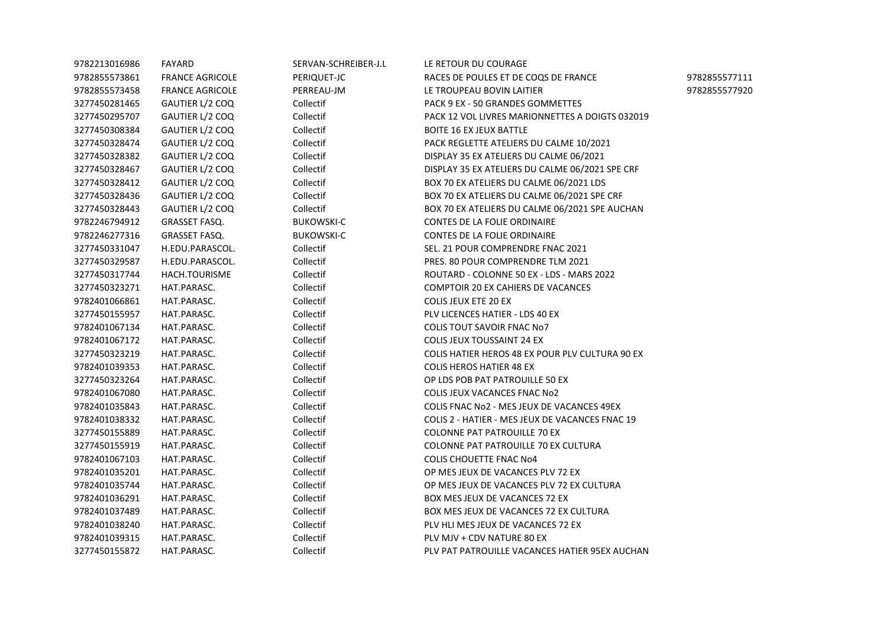| | | | | |
|---|---|---|---|---|
| 9782213016986 | FAYARD | SERVAN-SCHREIBER-J.L | LE RETOUR DU COURAGE | |
| 9782855573861 | FRANCE AGRICOLE | PERIQUET-JC | RACES DE POULES ET DE COQS DE FRANCE | 9782855577111 |
| 9782855573458 | FRANCE AGRICOLE | PERREAU-JM | LE TROUPEAU BOVIN LAITIER | 9782855577920 |
| 3277450281465 | GAUTIER L/2 COQ | Collectif | PACK 9 EX - 50 GRANDES GOMMETTES | |
| 3277450295707 | GAUTIER L/2 COQ | Collectif | PACK 12 VOL LIVRES MARIONNETTES A DOIGTS 032019 | |
| 3277450308384 | GAUTIER L/2 COQ | Collectif | BOITE 16 EX JEUX BATTLE | |
| 3277450328474 | GAUTIER L/2 COQ | Collectif | PACK REGLETTE ATELIERS DU CALME 10/2021 | |
| 3277450328382 | GAUTIER L/2 COQ | Collectif | DISPLAY 35 EX ATELIERS DU CALME 06/2021 | |
| 3277450328467 | GAUTIER L/2 COQ | Collectif | DISPLAY 35 EX ATELIERS DU CALME 06/2021 SPE CRF | |
| 3277450328412 | GAUTIER L/2 COQ | Collectif | BOX 70 EX ATELIERS DU CALME 06/2021 LDS | |
| 3277450328436 | GAUTIER L/2 COQ | Collectif | BOX 70 EX ATELIERS DU CALME 06/2021 SPE CRF | |
| 3277450328443 | GAUTIER L/2 COQ | Collectif | BOX 70 EX ATELIERS DU CALME 06/2021 SPE AUCHAN | |
| 9782246794912 | GRASSET FASQ. | BUKOWSKI-C | CONTES DE LA FOLIE ORDINAIRE | |
| 9782246277316 | GRASSET FASQ. | BUKOWSKI-C | CONTES DE LA FOLIE ORDINAIRE | |
| 3277450331047 | H.EDU.PARASCOL. | Collectif | SEL. 21 POUR COMPRENDRE FNAC 2021 | |
| 3277450329587 | H.EDU.PARASCOL. | Collectif | PRES. 80 POUR COMPRENDRE TLM 2021 | |
| 3277450317744 | HACH.TOURISME | Collectif | ROUTARD - COLONNE 50 EX - LDS - MARS 2022 | |
| 3277450323271 | HAT.PARASC. | Collectif | COMPTOIR 20 EX CAHIERS DE VACANCES | |
| 9782401066861 | HAT.PARASC. | Collectif | COLIS JEUX ETE 20 EX | |
| 3277450155957 | HAT.PARASC. | Collectif | PLV LICENCES HATIER - LDS 40 EX | |
| 9782401067134 | HAT.PARASC. | Collectif | COLIS TOUT SAVOIR FNAC No7 | |
| 9782401067172 | HAT.PARASC. | Collectif | COLIS JEUX TOUSSAINT 24 EX | |
| 3277450323219 | HAT.PARASC. | Collectif | COLIS HATIER HEROS 48 EX POUR PLV CULTURA 90 EX | |
| 9782401039353 | HAT.PARASC. | Collectif | COLIS HEROS HATIER 48 EX | |
| 3277450323264 | HAT.PARASC. | Collectif | OP LDS POB PAT PATROUILLE 50 EX | |
| 9782401067080 | HAT.PARASC. | Collectif | COLIS JEUX VACANCES FNAC No2 | |
| 9782401035843 | HAT.PARASC. | Collectif | COLIS FNAC No2 - MES JEUX DE VACANCES 49EX | |
| 9782401038332 | HAT.PARASC. | Collectif | COLIS 2 - HATIER - MES JEUX DE VACANCES FNAC 19 | |
| 3277450155889 | HAT.PARASC. | Collectif | COLONNE PAT PATROUILLE 70 EX | |
| 3277450155919 | HAT.PARASC. | Collectif | COLONNE PAT PATROUILLE 70 EX CULTURA | |
| 9782401067103 | HAT.PARASC. | Collectif | COLIS CHOUETTE FNAC No4 | |
| 9782401035201 | HAT.PARASC. | Collectif | OP MES JEUX DE VACANCES PLV 72 EX | |
| 9782401035744 | HAT.PARASC. | Collectif | OP MES JEUX DE VACANCES PLV 72 EX CULTURA | |
| 9782401036291 | HAT.PARASC. | Collectif | BOX MES JEUX DE VACANCES 72 EX | |
| 9782401037489 | HAT.PARASC. | Collectif | BOX MES JEUX DE VACANCES 72 EX CULTURA | |
| 9782401038240 | HAT.PARASC. | Collectif | PLV HLI MES JEUX DE VACANCES 72 EX | |
| 9782401039315 | HAT.PARASC. | Collectif | PLV MJV + CDV NATURE 80 EX | |
| 3277450155872 | HAT.PARASC. | Collectif | PLV PAT PATROUILLE VACANCES HATIER 95EX AUCHAN | |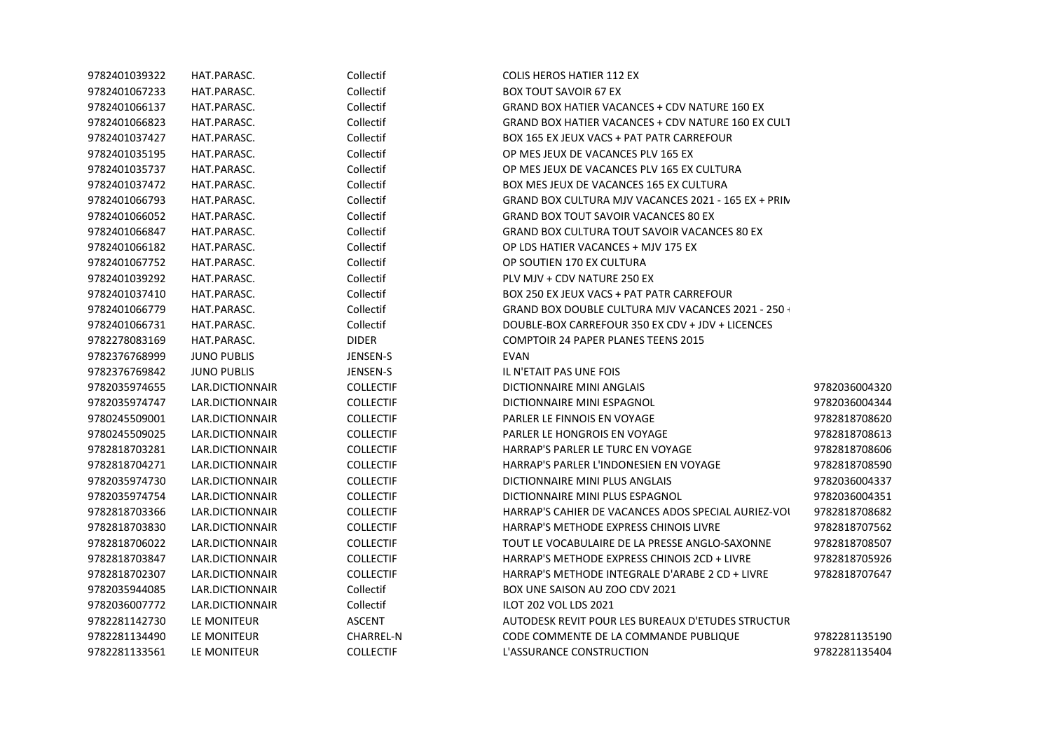| | | | | |
|---|---|---|---|---|
| 9782401039322 | HAT.PARASC. | Collectif | COLIS HEROS HATIER 112 EX | |
| 9782401067233 | HAT.PARASC. | Collectif | BOX TOUT SAVOIR 67 EX | |
| 9782401066137 | HAT.PARASC. | Collectif | GRAND BOX HATIER VACANCES + CDV NATURE 160 EX | |
| 9782401066823 | HAT.PARASC. | Collectif | GRAND BOX HATIER VACANCES + CDV NATURE 160 EX CULT | |
| 9782401037427 | HAT.PARASC. | Collectif | BOX 165 EX JEUX VACS + PAT PATR CARREFOUR | |
| 9782401035195 | HAT.PARASC. | Collectif | OP MES JEUX DE VACANCES PLV 165 EX | |
| 9782401035737 | HAT.PARASC. | Collectif | OP MES JEUX DE VACANCES PLV 165 EX CULTURA | |
| 9782401037472 | HAT.PARASC. | Collectif | BOX MES JEUX DE VACANCES 165 EX CULTURA | |
| 9782401066793 | HAT.PARASC. | Collectif | GRAND BOX CULTURA MJV VACANCES 2021 - 165 EX + PRIM | |
| 9782401066052 | HAT.PARASC. | Collectif | GRAND BOX TOUT SAVOIR VACANCES 80 EX | |
| 9782401066847 | HAT.PARASC. | Collectif | GRAND BOX CULTURA TOUT SAVOIR VACANCES 80 EX | |
| 9782401066182 | HAT.PARASC. | Collectif | OP LDS HATIER VACANCES + MJV 175 EX | |
| 9782401067752 | HAT.PARASC. | Collectif | OP SOUTIEN 170 EX CULTURA | |
| 9782401039292 | HAT.PARASC. | Collectif | PLV MJV + CDV NATURE 250 EX | |
| 9782401037410 | HAT.PARASC. | Collectif | BOX 250 EX JEUX VACS + PAT PATR CARREFOUR | |
| 9782401066779 | HAT.PARASC. | Collectif | GRAND BOX DOUBLE CULTURA MJV VACANCES 2021 - 250 + | |
| 9782401066731 | HAT.PARASC. | Collectif | DOUBLE-BOX CARREFOUR 350 EX CDV + JDV + LICENCES | |
| 9782278083169 | HAT.PARASC. | DIDER | COMPTOIR 24 PAPER PLANES TEENS 2015 | |
| 9782376768999 | JUNO PUBLIS | JENSEN-S | EVAN | |
| 9782376769842 | JUNO PUBLIS | JENSEN-S | IL N'ETAIT PAS UNE FOIS | |
| 9782035974655 | LAR.DICTIONNAIR | COLLECTIF | DICTIONNAIRE MINI ANGLAIS | 9782036004320 |
| 9782035974747 | LAR.DICTIONNAIR | COLLECTIF | DICTIONNAIRE MINI ESPAGNOL | 9782036004344 |
| 9780245509001 | LAR.DICTIONNAIR | COLLECTIF | PARLER LE FINNOIS EN VOYAGE | 9782818708620 |
| 9780245509025 | LAR.DICTIONNAIR | COLLECTIF | PARLER LE HONGROIS EN VOYAGE | 9782818708613 |
| 9782818703281 | LAR.DICTIONNAIR | COLLECTIF | HARRAP'S PARLER LE TURC EN VOYAGE | 9782818708606 |
| 9782818704271 | LAR.DICTIONNAIR | COLLECTIF | HARRAP'S PARLER L'INDONESIEN EN VOYAGE | 9782818708590 |
| 9782035974730 | LAR.DICTIONNAIR | COLLECTIF | DICTIONNAIRE MINI PLUS ANGLAIS | 9782036004337 |
| 9782035974754 | LAR.DICTIONNAIR | COLLECTIF | DICTIONNAIRE MINI PLUS ESPAGNOL | 9782036004351 |
| 9782818703366 | LAR.DICTIONNAIR | COLLECTIF | HARRAP'S CAHIER DE VACANCES ADOS SPECIAL AURIEZ-VOU | 9782818708682 |
| 9782818703830 | LAR.DICTIONNAIR | COLLECTIF | HARRAP'S METHODE EXPRESS CHINOIS LIVRE | 9782818707562 |
| 9782818706022 | LAR.DICTIONNAIR | COLLECTIF | TOUT LE VOCABULAIRE DE LA PRESSE ANGLO-SAXONNE | 9782818708507 |
| 9782818703847 | LAR.DICTIONNAIR | COLLECTIF | HARRAP'S METHODE EXPRESS CHINOIS 2CD + LIVRE | 9782818705926 |
| 9782818702307 | LAR.DICTIONNAIR | COLLECTIF | HARRAP'S METHODE INTEGRALE D'ARABE 2 CD + LIVRE | 9782818707647 |
| 9782035944085 | LAR.DICTIONNAIR | Collectif | BOX UNE SAISON AU ZOO CDV 2021 | |
| 9782036007772 | LAR.DICTIONNAIR | Collectif | ILOT 202 VOL LDS 2021 | |
| 9782281142730 | LE MONITEUR | ASCENT | AUTODESK REVIT POUR LES BUREAUX D'ETUDES STRUCTUR | |
| 9782281134490 | LE MONITEUR | CHARREL-N | CODE COMMENTE DE LA COMMANDE PUBLIQUE | 9782281135190 |
| 9782281133561 | LE MONITEUR | COLLECTIF | L'ASSURANCE CONSTRUCTION | 9782281135404 |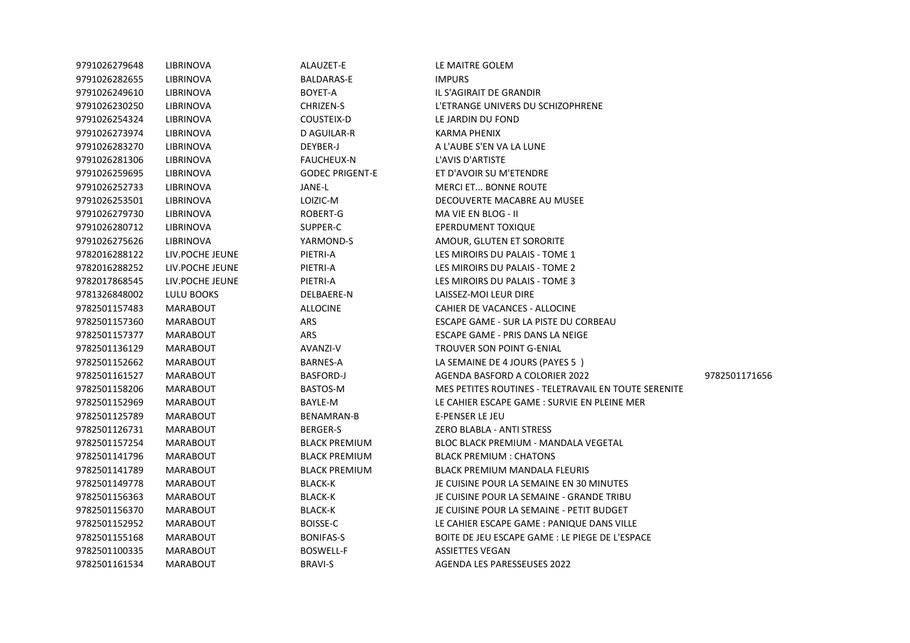| | | | | |
|---|---|---|---|---|
| 9791026279648 | LIBRINOVA | ALAUZET-E | LE MAITRE GOLEM | |
| 9791026282655 | LIBRINOVA | BALDARAS-E | IMPURS | |
| 9791026249610 | LIBRINOVA | BOYET-A | IL S'AGIRAIT DE GRANDIR | |
| 9791026230250 | LIBRINOVA | CHRIZEN-S | L'ETRANGE UNIVERS DU SCHIZOPHRENE | |
| 9791026254324 | LIBRINOVA | COUSTEIX-D | LE JARDIN DU FOND | |
| 9791026273974 | LIBRINOVA | D AGUILAR-R | KARMA PHENIX | |
| 9791026283270 | LIBRINOVA | DEYBER-J | A L'AUBE S'EN VA LA LUNE | |
| 9791026281306 | LIBRINOVA | FAUCHEUX-N | L'AVIS D'ARTISTE | |
| 9791026259695 | LIBRINOVA | GODEC PRIGENT-E | ET D'AVOIR SU M'ETENDRE | |
| 9791026252733 | LIBRINOVA | JANE-L | MERCI ET... BONNE ROUTE | |
| 9791026253501 | LIBRINOVA | LOIZIC-M | DECOUVERTE MACABRE AU MUSEE | |
| 9791026279730 | LIBRINOVA | ROBERT-G | MA VIE EN BLOG - II | |
| 9791026280712 | LIBRINOVA | SUPPER-C | EPERDUMENT TOXIQUE | |
| 9791026275626 | LIBRINOVA | YARMOND-S | AMOUR, GLUTEN ET SORORITE | |
| 9782016288122 | LIV.POCHE JEUNE | PIETRI-A | LES MIROIRS DU PALAIS - TOME 1 | |
| 9782016288252 | LIV.POCHE JEUNE | PIETRI-A | LES MIROIRS DU PALAIS - TOME 2 | |
| 9782017868545 | LIV.POCHE JEUNE | PIETRI-A | LES MIROIRS DU PALAIS - TOME 3 | |
| 9781326848002 | LULU BOOKS | DELBAERE-N | LAISSEZ-MOI LEUR DIRE | |
| 9782501157483 | MARABOUT | ALLOCINE | CAHIER DE VACANCES - ALLOCINE | |
| 9782501157360 | MARABOUT | ARS | ESCAPE GAME - SUR LA PISTE DU CORBEAU | |
| 9782501157377 | MARABOUT | ARS | ESCAPE GAME - PRIS DANS LA NEIGE | |
| 9782501136129 | MARABOUT | AVANZI-V | TROUVER SON POINT G-ENIAL | |
| 9782501152662 | MARABOUT | BARNES-A | LA SEMAINE DE 4 JOURS (PAYES 5 ) | |
| 9782501161527 | MARABOUT | BASFORD-J | AGENDA BASFORD A COLORIER 2022 | 9782501171656 |
| 9782501158206 | MARABOUT | BASTOS-M | MES PETITES ROUTINES - TELETRAVAIL EN TOUTE SERENITE | |
| 9782501152969 | MARABOUT | BAYLE-M | LE CAHIER ESCAPE GAME : SURVIE EN PLEINE MER | |
| 9782501125789 | MARABOUT | BENAMRAN-B | E-PENSER LE JEU | |
| 9782501126731 | MARABOUT | BERGER-S | ZERO BLABLA - ANTI STRESS | |
| 9782501157254 | MARABOUT | BLACK PREMIUM | BLOC BLACK PREMIUM - MANDALA VEGETAL | |
| 9782501141796 | MARABOUT | BLACK PREMIUM | BLACK PREMIUM : CHATONS | |
| 9782501141789 | MARABOUT | BLACK PREMIUM | BLACK PREMIUM MANDALA FLEURIS | |
| 9782501149778 | MARABOUT | BLACK-K | JE CUISINE POUR LA SEMAINE EN 30 MINUTES | |
| 9782501156363 | MARABOUT | BLACK-K | JE CUISINE POUR LA SEMAINE - GRANDE TRIBU | |
| 9782501156370 | MARABOUT | BLACK-K | JE CUISINE POUR LA SEMAINE - PETIT BUDGET | |
| 9782501152952 | MARABOUT | BOISSE-C | LE CAHIER ESCAPE GAME : PANIQUE DANS VILLE | |
| 9782501155168 | MARABOUT | BONIFAS-S | BOITE DE JEU ESCAPE GAME : LE PIEGE DE L'ESPACE | |
| 9782501100335 | MARABOUT | BOSWELL-F | ASSIETTES VEGAN | |
| 9782501161534 | MARABOUT | BRAVI-S | AGENDA LES PARESSEUSES 2022 | |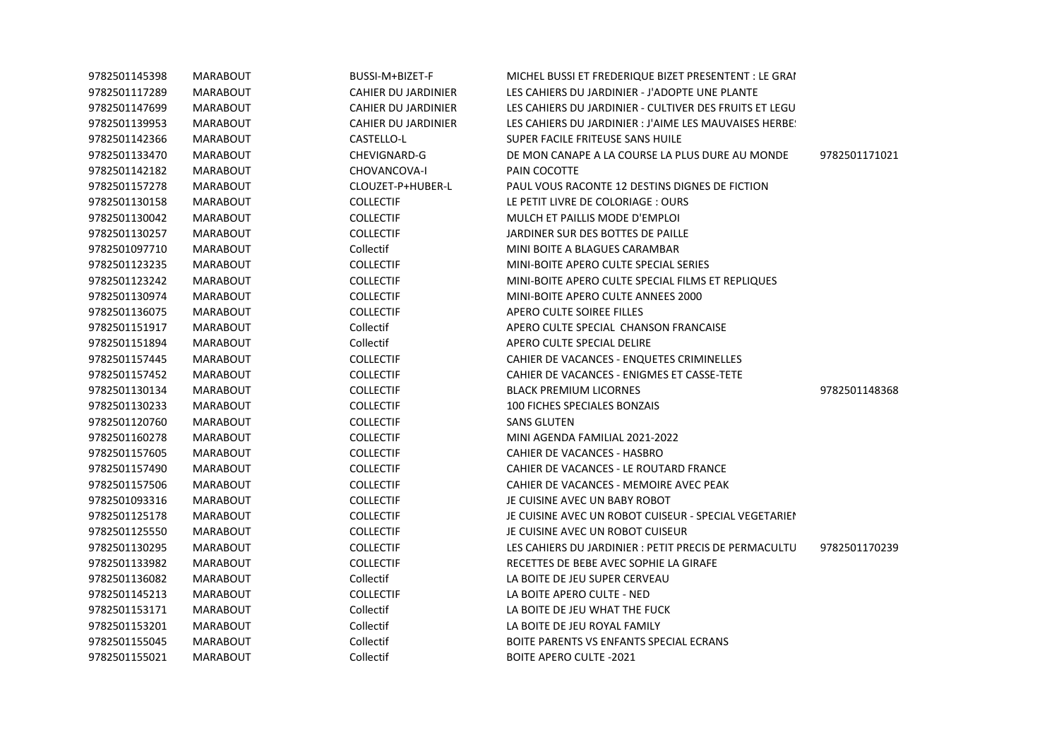| | | | | |
|---|---|---|---|---|
| 9782501145398 | MARABOUT | BUSSI-M+BIZET-F | MICHEL BUSSI ET FREDERIQUE BIZET PRESENTENT : LE GRAI | |
| 9782501117289 | MARABOUT | CAHIER DU JARDINIER | LES CAHIERS DU JARDINIER - J'ADOPTE UNE PLANTE | |
| 9782501147699 | MARABOUT | CAHIER DU JARDINIER | LES CAHIERS DU JARDINIER - CULTIVER DES FRUITS ET LEGU | |
| 9782501139953 | MARABOUT | CAHIER DU JARDINIER | LES CAHIERS DU JARDINIER : J'AIME LES MAUVAISES HERBE! | |
| 9782501142366 | MARABOUT | CASTELLO-L | SUPER FACILE FRITEUSE SANS HUILE | |
| 9782501133470 | MARABOUT | CHEVIGNARD-G | DE MON CANAPE A LA COURSE LA PLUS DURE AU MONDE | 9782501171021 |
| 9782501142182 | MARABOUT | CHOVANCOVA-I | PAIN COCOTTE | |
| 9782501157278 | MARABOUT | CLOUZET-P+HUBER-L | PAUL VOUS RACONTE 12 DESTINS DIGNES DE FICTION | |
| 9782501130158 | MARABOUT | COLLECTIF | LE PETIT LIVRE DE COLORIAGE : OURS | |
| 9782501130042 | MARABOUT | COLLECTIF | MULCH ET PAILLIS MODE D'EMPLOI | |
| 9782501130257 | MARABOUT | COLLECTIF | JARDINER SUR DES BOTTES DE PAILLE | |
| 9782501097710 | MARABOUT | Collectif | MINI BOITE A BLAGUES CARAMBAR | |
| 9782501123235 | MARABOUT | COLLECTIF | MINI-BOITE APERO CULTE SPECIAL SERIES | |
| 9782501123242 | MARABOUT | COLLECTIF | MINI-BOITE APERO CULTE SPECIAL FILMS ET REPLIQUES | |
| 9782501130974 | MARABOUT | COLLECTIF | MINI-BOITE APERO CULTE ANNEES 2000 | |
| 9782501136075 | MARABOUT | COLLECTIF | APERO CULTE SOIREE FILLES | |
| 9782501151917 | MARABOUT | Collectif | APERO CULTE SPECIAL CHANSON FRANCAISE | |
| 9782501151894 | MARABOUT | Collectif | APERO CULTE SPECIAL DELIRE | |
| 9782501157445 | MARABOUT | COLLECTIF | CAHIER DE VACANCES - ENQUETES CRIMINELLES | |
| 9782501157452 | MARABOUT | COLLECTIF | CAHIER DE VACANCES - ENIGMES ET CASSE-TETE | |
| 9782501130134 | MARABOUT | COLLECTIF | BLACK PREMIUM LICORNES | 9782501148368 |
| 9782501130233 | MARABOUT | COLLECTIF | 100 FICHES SPECIALES BONZAIS | |
| 9782501120760 | MARABOUT | COLLECTIF | SANS GLUTEN | |
| 9782501160278 | MARABOUT | COLLECTIF | MINI AGENDA FAMILIAL 2021-2022 | |
| 9782501157605 | MARABOUT | COLLECTIF | CAHIER DE VACANCES - HASBRO | |
| 9782501157490 | MARABOUT | COLLECTIF | CAHIER DE VACANCES - LE ROUTARD FRANCE | |
| 9782501157506 | MARABOUT | COLLECTIF | CAHIER DE VACANCES - MEMOIRE AVEC PEAK | |
| 9782501093316 | MARABOUT | COLLECTIF | JE CUISINE AVEC UN BABY ROBOT | |
| 9782501125178 | MARABOUT | COLLECTIF | JE CUISINE AVEC UN ROBOT CUISEUR - SPECIAL VEGETARIEI | |
| 9782501125550 | MARABOUT | COLLECTIF | JE CUISINE AVEC UN ROBOT CUISEUR | |
| 9782501130295 | MARABOUT | COLLECTIF | LES CAHIERS DU JARDINIER : PETIT PRECIS DE PERMACULTU | 9782501170239 |
| 9782501133982 | MARABOUT | COLLECTIF | RECETTES DE BEBE AVEC SOPHIE LA GIRAFE | |
| 9782501136082 | MARABOUT | Collectif | LA BOITE DE JEU SUPER CERVEAU | |
| 9782501145213 | MARABOUT | COLLECTIF | LA BOITE APERO CULTE - NED | |
| 9782501153171 | MARABOUT | Collectif | LA BOITE DE JEU WHAT THE FUCK | |
| 9782501153201 | MARABOUT | Collectif | LA BOITE DE JEU ROYAL FAMILY | |
| 9782501155045 | MARABOUT | Collectif | BOITE PARENTS VS ENFANTS SPECIAL ECRANS | |
| 9782501155021 | MARABOUT | Collectif | BOITE APERO CULTE -2021 | |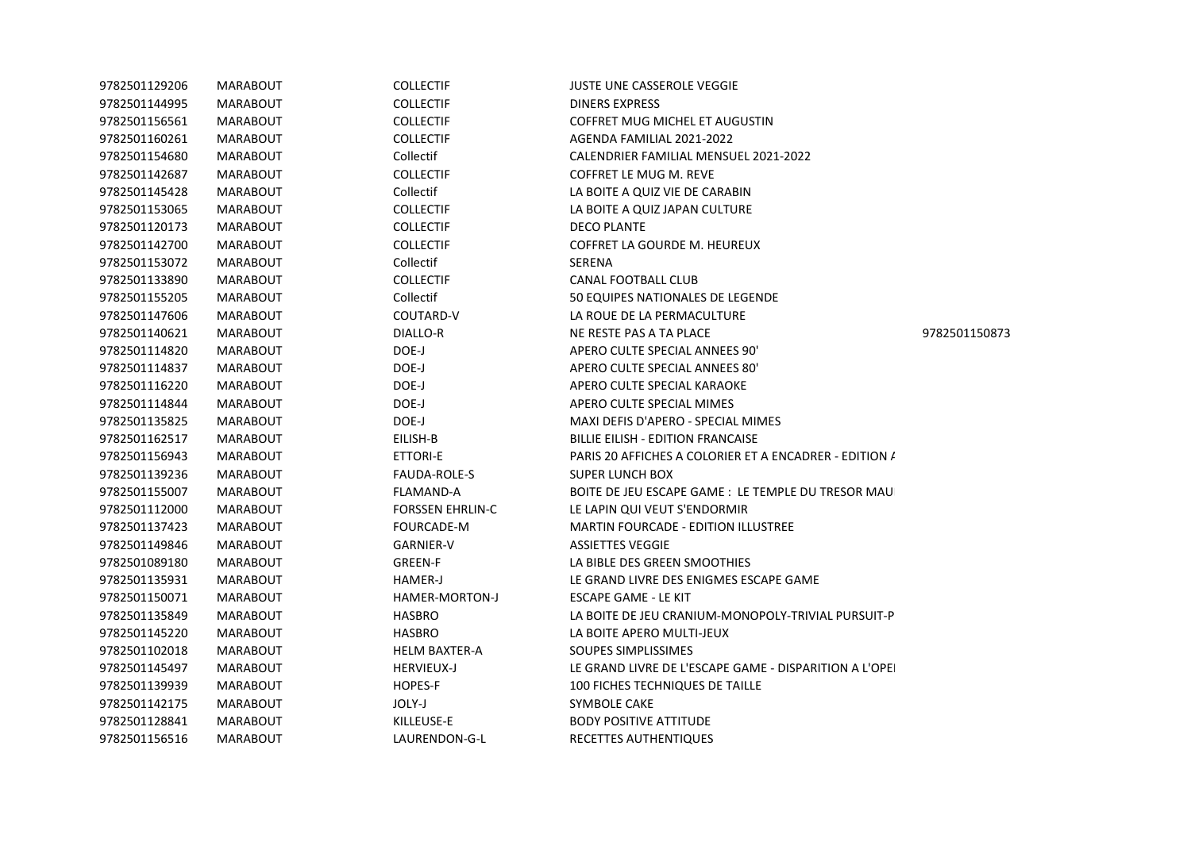| | | | | |
|---|---|---|---|---|
| 9782501129206 | MARABOUT | COLLECTIF | JUSTE UNE CASSEROLE VEGGIE | |
| 9782501144995 | MARABOUT | COLLECTIF | DINERS EXPRESS | |
| 9782501156561 | MARABOUT | COLLECTIF | COFFRET MUG MICHEL ET AUGUSTIN | |
| 9782501160261 | MARABOUT | COLLECTIF | AGENDA FAMILIAL 2021-2022 | |
| 9782501154680 | MARABOUT | Collectif | CALENDRIER FAMILIAL MENSUEL 2021-2022 | |
| 9782501142687 | MARABOUT | COLLECTIF | COFFRET LE MUG M. REVE | |
| 9782501145428 | MARABOUT | Collectif | LA BOITE A QUIZ VIE DE CARABIN | |
| 9782501153065 | MARABOUT | COLLECTIF | LA BOITE A QUIZ JAPAN CULTURE | |
| 9782501120173 | MARABOUT | COLLECTIF | DECO PLANTE | |
| 9782501142700 | MARABOUT | COLLECTIF | COFFRET LA GOURDE M. HEUREUX | |
| 9782501153072 | MARABOUT | Collectif | SERENA | |
| 9782501133890 | MARABOUT | COLLECTIF | CANAL FOOTBALL CLUB | |
| 9782501155205 | MARABOUT | Collectif | 50 EQUIPES NATIONALES DE LEGENDE | |
| 9782501147606 | MARABOUT | COUTARD-V | LA ROUE DE LA PERMACULTURE | |
| 9782501140621 | MARABOUT | DIALLO-R | NE RESTE PAS A TA PLACE | 9782501150873 |
| 9782501114820 | MARABOUT | DOE-J | APERO CULTE SPECIAL ANNEES 90' | |
| 9782501114837 | MARABOUT | DOE-J | APERO CULTE SPECIAL ANNEES 80' | |
| 9782501116220 | MARABOUT | DOE-J | APERO CULTE SPECIAL KARAOKE | |
| 9782501114844 | MARABOUT | DOE-J | APERO CULTE SPECIAL MIMES | |
| 9782501135825 | MARABOUT | DOE-J | MAXI DEFIS D'APERO - SPECIAL MIMES | |
| 9782501162517 | MARABOUT | EILISH-B | BILLIE EILISH - EDITION FRANCAISE | |
| 9782501156943 | MARABOUT | ETTORI-E | PARIS 20 AFFICHES A COLORIER ET A ENCADRER - EDITION A | |
| 9782501139236 | MARABOUT | FAUDA-ROLE-S | SUPER LUNCH BOX | |
| 9782501155007 | MARABOUT | FLAMAND-A | BOITE DE JEU ESCAPE GAME : LE TEMPLE DU TRESOR MAU | |
| 9782501112000 | MARABOUT | FORSSEN EHRLIN-C | LE LAPIN QUI VEUT S'ENDORMIR | |
| 9782501137423 | MARABOUT | FOURCADE-M | MARTIN FOURCADE - EDITION ILLUSTREE | |
| 9782501149846 | MARABOUT | GARNIER-V | ASSIETTES VEGGIE | |
| 9782501089180 | MARABOUT | GREEN-F | LA BIBLE DES GREEN SMOOTHIES | |
| 9782501135931 | MARABOUT | HAMER-J | LE GRAND LIVRE DES ENIGMES ESCAPE GAME | |
| 9782501150071 | MARABOUT | HAMER-MORTON-J | ESCAPE GAME - LE KIT | |
| 9782501135849 | MARABOUT | HASBRO | LA BOITE DE JEU CRANIUM-MONOPOLY-TRIVIAL PURSUIT-P | |
| 9782501145220 | MARABOUT | HASBRO | LA BOITE APERO MULTI-JEUX | |
| 9782501102018 | MARABOUT | HELM BAXTER-A | SOUPES SIMPLISSIMES | |
| 9782501145497 | MARABOUT | HERVIEUX-J | LE GRAND LIVRE DE L'ESCAPE GAME - DISPARITION A L'OPE | |
| 9782501139939 | MARABOUT | HOPES-F | 100 FICHES TECHNIQUES DE TAILLE | |
| 9782501142175 | MARABOUT | JOLY-J | SYMBOLE CAKE | |
| 9782501128841 | MARABOUT | KILLEUSE-E | BODY POSITIVE ATTITUDE | |
| 9782501156516 | MARABOUT | LAURENDON-G-L | RECETTES AUTHENTIQUES | |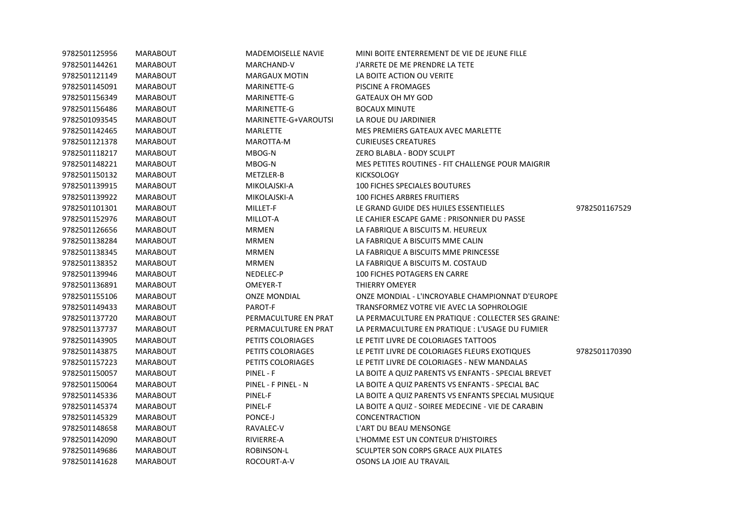| | | | | |
|---|---|---|---|---|
| 9782501125956 | MARABOUT | MADEMOISELLE NAVIE | MINI BOITE ENTERREMENT DE VIE DE JEUNE FILLE | |
| 9782501144261 | MARABOUT | MARCHAND-V | J'ARRETE DE ME PRENDRE LA TETE | |
| 9782501121149 | MARABOUT | MARGAUX MOTIN | LA BOITE ACTION OU VERITE | |
| 9782501145091 | MARABOUT | MARINETTE-G | PISCINE A FROMAGES | |
| 9782501156349 | MARABOUT | MARINETTE-G | GATEAUX OH MY GOD | |
| 9782501156486 | MARABOUT | MARINETTE-G | BOCAUX MINUTE | |
| 9782501093545 | MARABOUT | MARINETTE-G+VAROUTSI | LA ROUE DU JARDINIER | |
| 9782501142465 | MARABOUT | MARLETTE | MES PREMIERS GATEAUX AVEC MARLETTE | |
| 9782501121378 | MARABOUT | MAROTTA-M | CURIEUSES CREATURES | |
| 9782501118217 | MARABOUT | MBOG-N | ZERO BLABLA - BODY SCULPT | |
| 9782501148221 | MARABOUT | MBOG-N | MES PETITES ROUTINES - FIT CHALLENGE POUR MAIGRIR | |
| 9782501150132 | MARABOUT | METZLER-B | KICKSOLOGY | |
| 9782501139915 | MARABOUT | MIKOLAJSKI-A | 100 FICHES SPECIALES BOUTURES | |
| 9782501139922 | MARABOUT | MIKOLAJSKI-A | 100 FICHES ARBRES FRUITIERS | |
| 9782501101301 | MARABOUT | MILLET-F | LE GRAND GUIDE DES HUILES ESSENTIELLES | 9782501167529 |
| 9782501152976 | MARABOUT | MILLOT-A | LE CAHIER ESCAPE GAME : PRISONNIER DU PASSE | |
| 9782501126656 | MARABOUT | MRMEN | LA FABRIQUE A BISCUITS M. HEUREUX | |
| 9782501138284 | MARABOUT | MRMEN | LA FABRIQUE A BISCUITS MME CALIN | |
| 9782501138345 | MARABOUT | MRMEN | LA FABRIQUE A BISCUITS MME PRINCESSE | |
| 9782501138352 | MARABOUT | MRMEN | LA FABRIQUE A BISCUITS M. COSTAUD | |
| 9782501139946 | MARABOUT | NEDELEC-P | 100 FICHES POTAGERS EN CARRE | |
| 9782501136891 | MARABOUT | OMEYER-T | THIERRY OMEYER | |
| 9782501155106 | MARABOUT | ONZE MONDIAL | ONZE MONDIAL - L'INCROYABLE CHAMPIONNAT D'EUROPE | |
| 9782501149433 | MARABOUT | PAROT-F | TRANSFORMEZ VOTRE VIE AVEC LA SOPHROLOGIE | |
| 9782501137720 | MARABOUT | PERMACULTURE EN PRAT | LA PERMACULTURE EN PRATIQUE : COLLECTER SES GRAINES | |
| 9782501137737 | MARABOUT | PERMACULTURE EN PRAT | LA PERMACULTURE EN PRATIQUE : L'USAGE DU FUMIER | |
| 9782501143905 | MARABOUT | PETITS COLORIAGES | LE PETIT LIVRE DE COLORIAGES TATTOOS | |
| 9782501143875 | MARABOUT | PETITS COLORIAGES | LE PETIT LIVRE DE COLORIAGES FLEURS EXOTIQUES | 9782501170390 |
| 9782501157223 | MARABOUT | PETITS COLORIAGES | LE PETIT LIVRE DE COLORIAGES - NEW MANDALAS | |
| 9782501150057 | MARABOUT | PINEL - F | LA BOITE A QUIZ PARENTS VS ENFANTS - SPECIAL BREVET | |
| 9782501150064 | MARABOUT | PINEL - F PINEL - N | LA BOITE A QUIZ PARENTS VS ENFANTS - SPECIAL BAC | |
| 9782501145336 | MARABOUT | PINEL-F | LA BOITE A QUIZ PARENTS VS ENFANTS SPECIAL MUSIQUE | |
| 9782501145374 | MARABOUT | PINEL-F | LA BOITE A QUIZ - SOIREE MEDECINE - VIE DE CARABIN | |
| 9782501145329 | MARABOUT | PONCE-J | CONCENTRACTION | |
| 9782501148658 | MARABOUT | RAVALEC-V | L'ART DU BEAU MENSONGE | |
| 9782501142090 | MARABOUT | RIVIERRE-A | L'HOMME EST UN CONTEUR D'HISTOIRES | |
| 9782501149686 | MARABOUT | ROBINSON-L | SCULPTER SON CORPS GRACE AUX PILATES | |
| 9782501141628 | MARABOUT | ROCOURT-A-V | OSONS LA JOIE AU TRAVAIL | |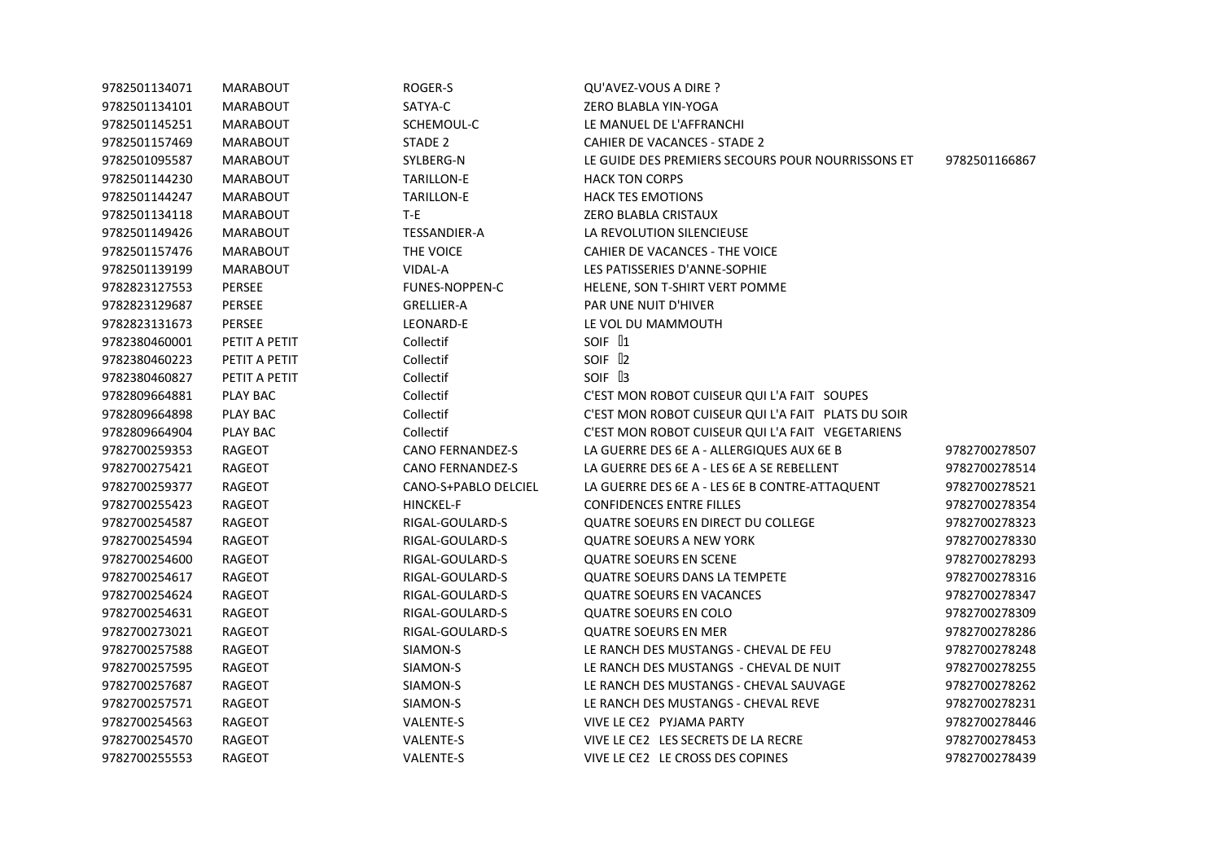| | | | | |
|---|---|---|---|---|
| 9782501134071 | MARABOUT | ROGER-S | QU'AVEZ-VOUS A DIRE ? | |
| 9782501134101 | MARABOUT | SATYA-C | ZERO BLABLA YIN-YOGA | |
| 9782501145251 | MARABOUT | SCHEMOUL-C | LE MANUEL DE L'AFFRANCHI | |
| 9782501157469 | MARABOUT | STADE 2 | CAHIER DE VACANCES - STADE 2 | |
| 9782501095587 | MARABOUT | SYLBERG-N | LE GUIDE DES PREMIERS SECOURS POUR NOURRISSONS ET | 9782501166867 |
| 9782501144230 | MARABOUT | TARILLON-E | HACK TON CORPS | |
| 9782501144247 | MARABOUT | TARILLON-E | HACK TES EMOTIONS | |
| 9782501134118 | MARABOUT | T-E | ZERO BLABLA CRISTAUX | |
| 9782501149426 | MARABOUT | TESSANDIER-A | LA REVOLUTION SILENCIEUSE | |
| 9782501157476 | MARABOUT | THE VOICE | CAHIER DE VACANCES - THE VOICE | |
| 9782501139199 | MARABOUT | VIDAL-A | LES PATISSERIES D'ANNE-SOPHIE | |
| 9782823127553 | PERSEE | FUNES-NOPPEN-C | HELENE, SON T-SHIRT VERT POMME | |
| 9782823129687 | PERSEE | GRELLIER-A | PAR UNE NUIT D'HIVER | |
| 9782823131673 | PERSEE | LEONARD-E | LE VOL DU MAMMOUTH | |
| 9782380460001 | PETIT A PETIT | Collectif | SOIF 1 | |
| 9782380460223 | PETIT A PETIT | Collectif | SOIF 2 | |
| 9782380460827 | PETIT A PETIT | Collectif | SOIF 3 | |
| 9782809664881 | PLAY BAC | Collectif | C'EST MON ROBOT CUISEUR QUI L'A FAIT SOUPES | |
| 9782809664898 | PLAY BAC | Collectif | C'EST MON ROBOT CUISEUR QUI L'A FAIT PLATS DU SOIR | |
| 9782809664904 | PLAY BAC | Collectif | C'EST MON ROBOT CUISEUR QUI L'A FAIT VEGETARIENS | |
| 9782700259353 | RAGEOT | CANO FERNANDEZ-S | LA GUERRE DES 6E A - ALLERGIQUES AUX 6E B | 9782700278507 |
| 9782700275421 | RAGEOT | CANO FERNANDEZ-S | LA GUERRE DES 6E A - LES 6E A SE REBELLENT | 9782700278514 |
| 9782700259377 | RAGEOT | CANO-S+PABLO DELCIEL | LA GUERRE DES 6E A - LES 6E B CONTRE-ATTAQUENT | 9782700278521 |
| 9782700255423 | RAGEOT | HINCKEL-F | CONFIDENCES ENTRE FILLES | 9782700278354 |
| 9782700254587 | RAGEOT | RIGAL-GOULARD-S | QUATRE SOEURS EN DIRECT DU COLLEGE | 9782700278323 |
| 9782700254594 | RAGEOT | RIGAL-GOULARD-S | QUATRE SOEURS A NEW YORK | 9782700278330 |
| 9782700254600 | RAGEOT | RIGAL-GOULARD-S | QUATRE SOEURS EN SCENE | 9782700278293 |
| 9782700254617 | RAGEOT | RIGAL-GOULARD-S | QUATRE SOEURS DANS LA TEMPETE | 9782700278316 |
| 9782700254624 | RAGEOT | RIGAL-GOULARD-S | QUATRE SOEURS EN VACANCES | 9782700278347 |
| 9782700254631 | RAGEOT | RIGAL-GOULARD-S | QUATRE SOEURS EN COLO | 9782700278309 |
| 9782700273021 | RAGEOT | RIGAL-GOULARD-S | QUATRE SOEURS EN MER | 9782700278286 |
| 9782700257588 | RAGEOT | SIAMON-S | LE RANCH DES MUSTANGS - CHEVAL DE FEU | 9782700278248 |
| 9782700257595 | RAGEOT | SIAMON-S | LE RANCH DES MUSTANGS - CHEVAL DE NUIT | 9782700278255 |
| 9782700257687 | RAGEOT | SIAMON-S | LE RANCH DES MUSTANGS - CHEVAL SAUVAGE | 9782700278262 |
| 9782700257571 | RAGEOT | SIAMON-S | LE RANCH DES MUSTANGS - CHEVAL REVE | 9782700278231 |
| 9782700254563 | RAGEOT | VALENTE-S | VIVE LE CE2 PYJAMA PARTY | 9782700278446 |
| 9782700254570 | RAGEOT | VALENTE-S | VIVE LE CE2 LES SECRETS DE LA RECRE | 9782700278453 |
| 9782700255553 | RAGEOT | VALENTE-S | VIVE LE CE2 LE CROSS DES COPINES | 9782700278439 |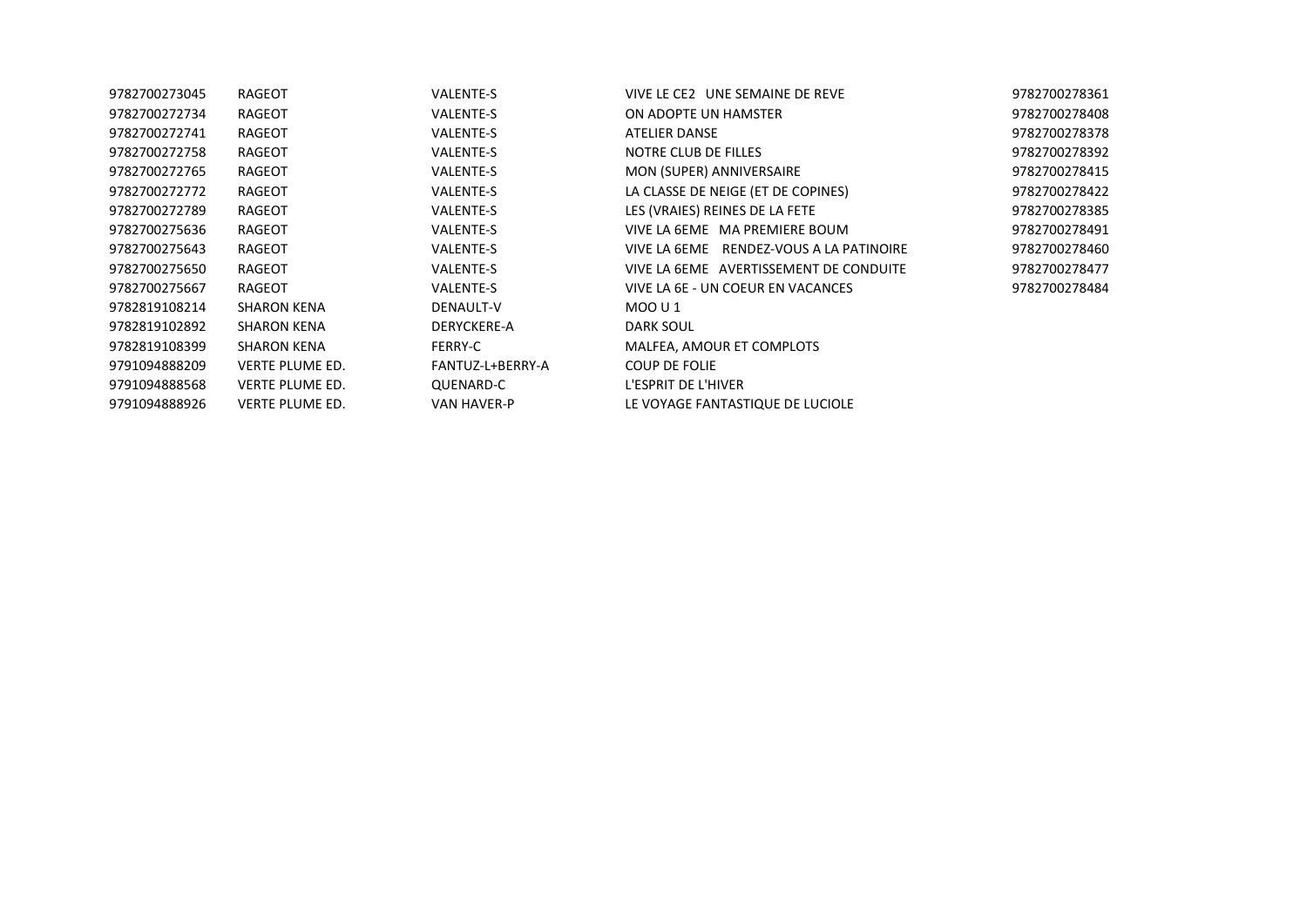| | | | | |
|---|---|---|---|---|
| 9782700273045 | RAGEOT | VALENTE-S | VIVE LE CE2 UNE SEMAINE DE REVE | 9782700278361 |
| 9782700272734 | RAGEOT | VALENTE-S | ON ADOPTE UN HAMSTER | 9782700278408 |
| 9782700272741 | RAGEOT | VALENTE-S | ATELIER DANSE | 9782700278378 |
| 9782700272758 | RAGEOT | VALENTE-S | NOTRE CLUB DE FILLES | 9782700278392 |
| 9782700272765 | RAGEOT | VALENTE-S | MON (SUPER) ANNIVERSAIRE | 9782700278415 |
| 9782700272772 | RAGEOT | VALENTE-S | LA CLASSE DE NEIGE (ET DE COPINES) | 9782700278422 |
| 9782700272789 | RAGEOT | VALENTE-S | LES (VRAIES) REINES DE LA FETE | 9782700278385 |
| 9782700275636 | RAGEOT | VALENTE-S | VIVE LA 6EME MA PREMIERE BOUM | 9782700278491 |
| 9782700275643 | RAGEOT | VALENTE-S | VIVE LA 6EME RENDEZ-VOUS A LA PATINOIRE | 9782700278460 |
| 9782700275650 | RAGEOT | VALENTE-S | VIVE LA 6EME AVERTISSEMENT DE CONDUITE | 9782700278477 |
| 9782700275667 | RAGEOT | VALENTE-S | VIVE LA 6E - UN COEUR EN VACANCES | 9782700278484 |
| 9782819108214 | SHARON KENA | DENAULT-V | MOO U 1 | |
| 9782819102892 | SHARON KENA | DERYCKERE-A | DARK SOUL | |
| 9782819108399 | SHARON KENA | FERRY-C | MALFEA, AMOUR ET COMPLOTS | |
| 9791094888209 | VERTE PLUME ED. | FANTUZ-L+BERRY-A | COUP DE FOLIE | |
| 9791094888568 | VERTE PLUME ED. | QUENARD-C | L'ESPRIT DE L'HIVER | |
| 9791094888926 | VERTE PLUME ED. | VAN HAVER-P | LE VOYAGE FANTASTIQUE DE LUCIOLE | |